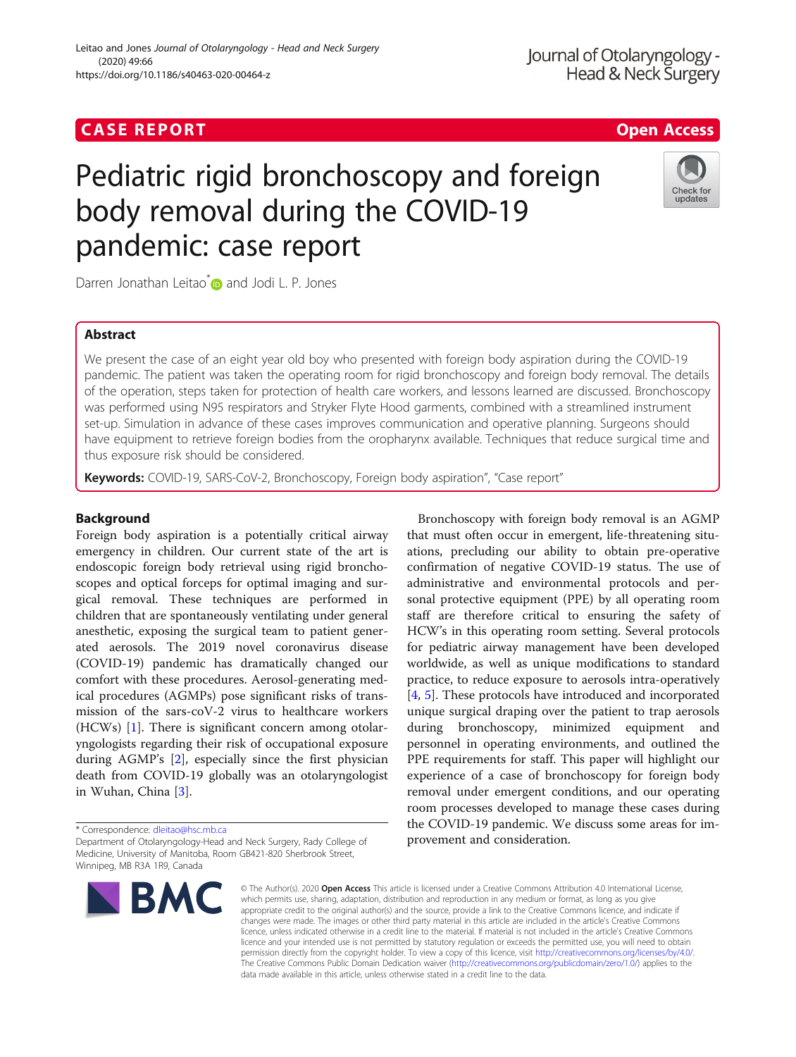CASE REPORT

Open Access

# Pediatric rigid bronchoscopy and foreign body removal during the COVID-19 pandemic: case report

Darren Jonathan Leitao* and Jodi L. P. Jones

## Abstract

We present the case of an eight year old boy who presented with foreign body aspiration during the COVID-19 pandemic. The patient was taken the operating room for rigid bronchoscopy and foreign body removal. The details of the operation, steps taken for protection of health care workers, and lessons learned are discussed. Bronchoscopy was performed using N95 respirators and Stryker Flyte Hood garments, combined with a streamlined instrument set-up. Simulation in advance of these cases improves communication and operative planning. Surgeons should have equipment to retrieve foreign bodies from the oropharynx available. Techniques that reduce surgical time and thus exposure risk should be considered.

**Keywords:** COVID-19, SARS-CoV-2, Bronchoscopy, Foreign body aspiration", "Case report"

## Background

Foreign body aspiration is a potentially critical airway emergency in children. Our current state of the art is endoscopic foreign body retrieval using rigid bronchoscopes and optical forceps for optimal imaging and surgical removal. These techniques are performed in children that are spontaneously ventilating under general anesthetic, exposing the surgical team to patient generated aerosols. The 2019 novel coronavirus disease (COVID-19) pandemic has dramatically changed our comfort with these procedures. Aerosol-generating medical procedures (AGMPs) pose significant risks of transmission of the sars-coV-2 virus to healthcare workers (HCWs) [1]. There is significant concern among otolaryngologists regarding their risk of occupational exposure during AGMP's [2], especially since the first physician death from COVID-19 globally was an otolaryngologist in Wuhan, China [3].

Bronchoscopy with foreign body removal is an AGMP that must often occur in emergent, life-threatening situations, precluding our ability to obtain pre-operative confirmation of negative COVID-19 status. The use of administrative and environmental protocols and personal protective equipment (PPE) by all operating room staff are therefore critical to ensuring the safety of HCW's in this operating room setting. Several protocols for pediatric airway management have been developed worldwide, as well as unique modifications to standard practice, to reduce exposure to aerosols intra-operatively [4, 5]. These protocols have introduced and incorporated unique surgical draping over the patient to trap aerosols during bronchoscopy, minimized equipment and personnel in operating environments, and outlined the PPE requirements for staff. This paper will highlight our experience of a case of bronchoscopy for foreign body removal under emergent conditions, and our operating room processes developed to manage these cases during the COVID-19 pandemic. We discuss some areas for improvement and consideration.

* Correspondence: dleitao@hsc.mb.ca
Department of Otolaryngology-Head and Neck Surgery, Rady College of Medicine, University of Manitoba, Room GB421-820 Sherbrook Street, Winnipeg, MB R3A 1R9, Canada

© The Author(s). 2020 **Open Access** This article is licensed under a Creative Commons Attribution 4.0 International License, which permits use, sharing, adaptation, distribution and reproduction in any medium or format, as long as you give appropriate credit to the original author(s) and the source, provide a link to the Creative Commons licence, and indicate if changes were made. The images or other third party material in this article are included in the article's Creative Commons licence, unless indicated otherwise in a credit line to the material. If material is not included in the article's Creative Commons licence and your intended use is not permitted by statutory regulation or exceeds the permitted use, you will need to obtain permission directly from the copyright holder. To view a copy of this licence, visit http://creativecommons.org/licenses/by/4.0/. The Creative Commons Public Domain Dedication waiver (http://creativecommons.org/publicdomain/zero/1.0/) applies to the data made available in this article, unless otherwise stated in a credit line to the data.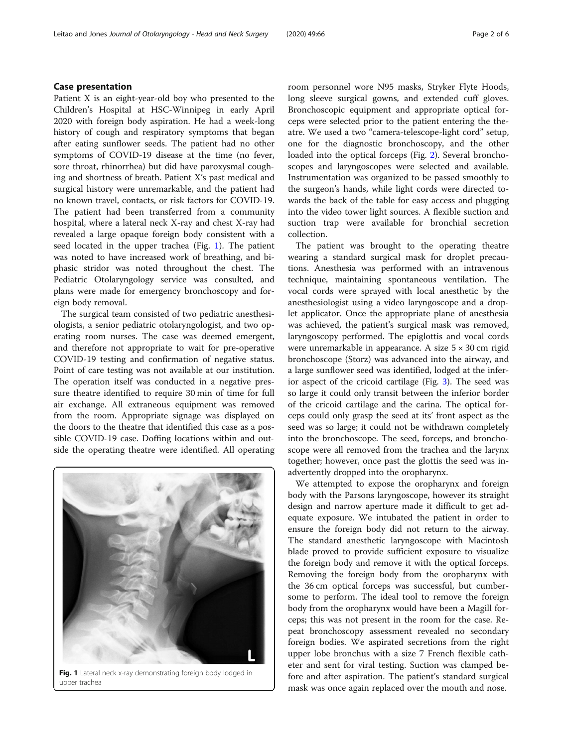## Case presentation

Patient X is an eight-year-old boy who presented to the Children's Hospital at HSC-Winnipeg in early April 2020 with foreign body aspiration. He had a week-long history of cough and respiratory symptoms that began after eating sunflower seeds. The patient had no other symptoms of COVID-19 disease at the time (no fever, sore throat, rhinorrhea) but did have paroxysmal coughing and shortness of breath. Patient X's past medical and surgical history were unremarkable, and the patient had no known travel, contacts, or risk factors for COVID-19. The patient had been transferred from a community hospital, where a lateral neck X-ray and chest X-ray had revealed a large opaque foreign body consistent with a seed located in the upper trachea (Fig. 1). The patient was noted to have increased work of breathing, and biphasic stridor was noted throughout the chest. The Pediatric Otolaryngology service was consulted, and plans were made for emergency bronchoscopy and foreign body removal.

The surgical team consisted of two pediatric anesthesiologists, a senior pediatric otolaryngologist, and two operating room nurses. The case was deemed emergent, and therefore not appropriate to wait for pre-operative COVID-19 testing and confirmation of negative status. Point of care testing was not available at our institution. The operation itself was conducted in a negative pressure theatre identified to require 30 min of time for full air exchange. All extraneous equipment was removed from the room. Appropriate signage was displayed on the doors to the theatre that identified this case as a possible COVID-19 case. Doffing locations within and outside the operating theatre were identified. All operating room personnel wore N95 masks, Stryker Flyte Hoods, long sleeve surgical gowns, and extended cuff gloves. Bronchoscopic equipment and appropriate optical forceps were selected prior to the patient entering the theatre. We used a two "camera-telescope-light cord" setup, one for the diagnostic bronchoscopy, and the other loaded into the optical forceps (Fig. 2). Several bronchoscopes and laryngoscopes were selected and available. Instrumentation was organized to be passed smoothly to the surgeon's hands, while light cords were directed towards the back of the table for easy access and plugging into the video tower light sources. A flexible suction and suction trap were available for bronchial secretion collection.

Fig. 1 Lateral neck x-ray demonstrating foreign body lodged in upper trachea

The patient was brought to the operating theatre wearing a standard surgical mask for droplet precautions. Anesthesia was performed with an intravenous technique, maintaining spontaneous ventilation. The vocal cords were sprayed with local anesthetic by the anesthesiologist using a video laryngoscope and a droplet applicator. Once the appropriate plane of anesthesia was achieved, the patient's surgical mask was removed, laryngoscopy performed. The epiglottis and vocal cords were unremarkable in appearance. A size 5 × 30 cm rigid bronchoscope (Storz) was advanced into the airway, and a large sunflower seed was identified, lodged at the inferior aspect of the cricoid cartilage (Fig. 3). The seed was so large it could only transit between the inferior border of the cricoid cartilage and the carina. The optical forceps could only grasp the seed at its' front aspect as the seed was so large; it could not be withdrawn completely into the bronchoscope. The seed, forceps, and bronchoscope were all removed from the trachea and the larynx together; however, once past the glottis the seed was inadvertently dropped into the oropharynx.

We attempted to expose the oropharynx and foreign body with the Parsons laryngoscope, however its straight design and narrow aperture made it difficult to get adequate exposure. We intubated the patient in order to ensure the foreign body did not return to the airway. The standard anesthetic laryngoscope with Macintosh blade proved to provide sufficient exposure to visualize the foreign body and remove it with the optical forceps. Removing the foreign body from the oropharynx with the 36 cm optical forceps was successful, but cumbersome to perform. The ideal tool to remove the foreign body from the oropharynx would have been a Magill forceps; this was not present in the room for the case. Repeat bronchoscopy assessment revealed no secondary foreign bodies. We aspirated secretions from the right upper lobe bronchus with a size 7 French flexible catheter and sent for viral testing. Suction was clamped before and after aspiration. The patient's standard surgical mask was once again replaced over the mouth and nose.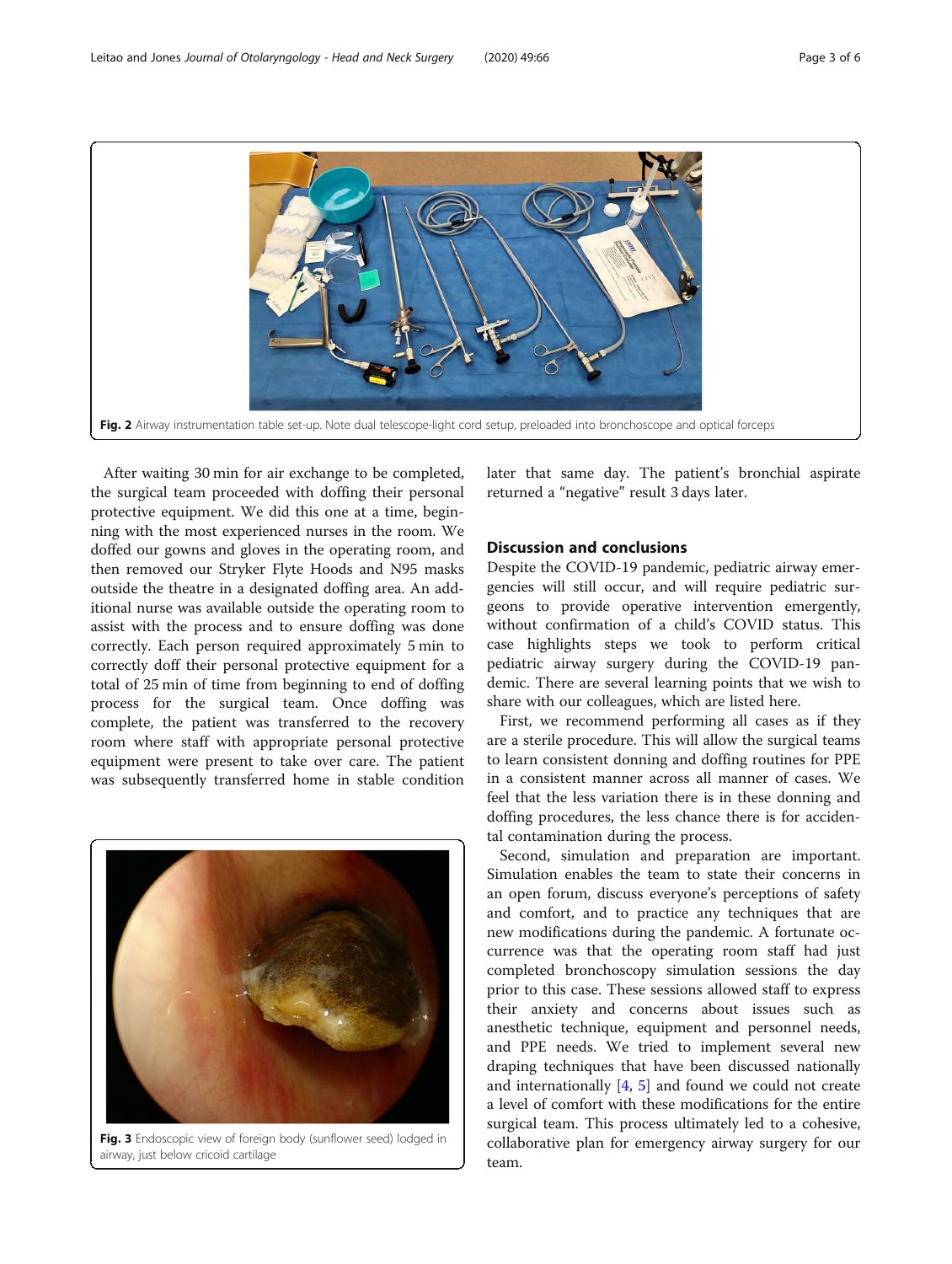Fig. 2 Airway instrumentation table set-up. Note dual telescope-light cord setup, preloaded into bronchoscope and optical forceps

After waiting 30 min for air exchange to be completed, the surgical team proceeded with doffing their personal protective equipment. We did this one at a time, beginning with the most experienced nurses in the room. We doffed our gowns and gloves in the operating room, and then removed our Stryker Flyte Hoods and N95 masks outside the theatre in a designated doffing area. An additional nurse was available outside the operating room to assist with the process and to ensure doffing was done correctly. Each person required approximately 5 min to correctly doff their personal protective equipment for a total of 25 min of time from beginning to end of doffing process for the surgical team. Once doffing was complete, the patient was transferred to the recovery room where staff with appropriate personal protective equipment were present to take over care. The patient was subsequently transferred home in stable condition later that same day. The patient's bronchial aspirate returned a "negative" result 3 days later.

Fig. 3 Endoscopic view of foreign body (sunflower seed) lodged in airway, just below cricoid cartilage

## Discussion and conclusions

Despite the COVID-19 pandemic, pediatric airway emergencies will still occur, and will require pediatric surgeons to provide operative intervention emergently, without confirmation of a child's COVID status. This case highlights steps we took to perform critical pediatric airway surgery during the COVID-19 pandemic. There are several learning points that we wish to share with our colleagues, which are listed here.

First, we recommend performing all cases as if they are a sterile procedure. This will allow the surgical teams to learn consistent donning and doffing routines for PPE in a consistent manner across all manner of cases. We feel that the less variation there is in these donning and doffing procedures, the less chance there is for accidental contamination during the process.

Second, simulation and preparation are important. Simulation enables the team to state their concerns in an open forum, discuss everyone's perceptions of safety and comfort, and to practice any techniques that are new modifications during the pandemic. A fortunate occurrence was that the operating room staff had just completed bronchoscopy simulation sessions the day prior to this case. These sessions allowed staff to express their anxiety and concerns about issues such as anesthetic technique, equipment and personnel needs, and PPE needs. We tried to implement several new draping techniques that have been discussed nationally and internationally [4, 5] and found we could not create a level of comfort with these modifications for the entire surgical team. This process ultimately led to a cohesive, collaborative plan for emergency airway surgery for our team.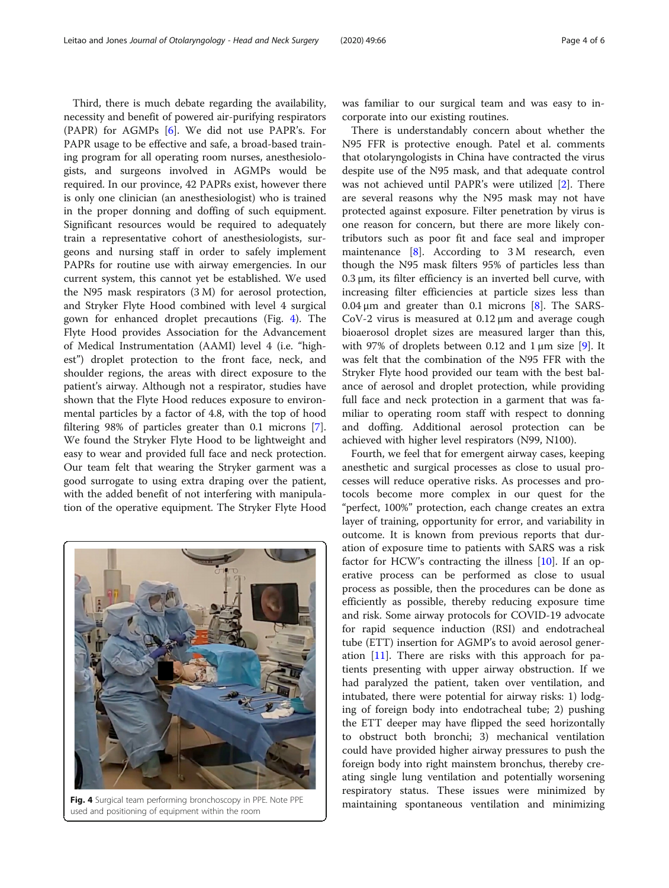Third, there is much debate regarding the availability, necessity and benefit of powered air-purifying respirators (PAPR) for AGMPs [6]. We did not use PAPR's. For PAPR usage to be effective and safe, a broad-based training program for all operating room nurses, anesthesiologists, and surgeons involved in AGMPs would be required. In our province, 42 PAPRs exist, however there is only one clinician (an anesthesiologist) who is trained in the proper donning and doffing of such equipment. Significant resources would be required to adequately train a representative cohort of anesthesiologists, surgeons and nursing staff in order to safely implement PAPRs for routine use with airway emergencies. In our current system, this cannot yet be established. We used the N95 mask respirators (3 M) for aerosol protection, and Stryker Flyte Hood combined with level 4 surgical gown for enhanced droplet precautions (Fig. 4). The Flyte Hood provides Association for the Advancement of Medical Instrumentation (AAMI) level 4 (i.e. "highest") droplet protection to the front face, neck, and shoulder regions, the areas with direct exposure to the patient's airway. Although not a respirator, studies have shown that the Flyte Hood reduces exposure to environmental particles by a factor of 4.8, with the top of hood filtering 98% of particles greater than 0.1 microns [7]. We found the Stryker Flyte Hood to be lightweight and easy to wear and provided full face and neck protection. Our team felt that wearing the Stryker garment was a good surrogate to using extra draping over the patient, with the added benefit of not interfering with manipulation of the operative equipment. The Stryker Flyte Hood was familiar to our surgical team and was easy to incorporate into our existing routines.

**Fig. 4** Surgical team performing bronchoscopy in PPE. Note PPE used and positioning of equipment within the room

There is understandably concern about whether the N95 FFR is protective enough. Patel et al. comments that otolaryngologists in China have contracted the virus despite use of the N95 mask, and that adequate control was not achieved until PAPR's were utilized [2]. There are several reasons why the N95 mask may not have protected against exposure. Filter penetration by virus is one reason for concern, but there are more likely contributors such as poor fit and face seal and improper maintenance [8]. According to 3 M research, even though the N95 mask filters 95% of particles less than 0.3 μm, its filter efficiency is an inverted bell curve, with increasing filter efficiencies at particle sizes less than 0.04 μm and greater than 0.1 microns [8]. The SARS-CoV-2 virus is measured at 0.12 μm and average cough bioaerosol droplet sizes are measured larger than this, with 97% of droplets between 0.12 and 1 μm size [9]. It was felt that the combination of the N95 FFR with the Stryker Flyte hood provided our team with the best balance of aerosol and droplet protection, while providing full face and neck protection in a garment that was familiar to operating room staff with respect to donning and doffing. Additional aerosol protection can be achieved with higher level respirators (N99, N100).

Fourth, we feel that for emergent airway cases, keeping anesthetic and surgical processes as close to usual processes will reduce operative risks. As processes and protocols become more complex in our quest for the "perfect, 100%" protection, each change creates an extra layer of training, opportunity for error, and variability in outcome. It is known from previous reports that duration of exposure time to patients with SARS was a risk factor for HCW's contracting the illness [10]. If an operative process can be performed as close to usual process as possible, then the procedures can be done as efficiently as possible, thereby reducing exposure time and risk. Some airway protocols for COVID-19 advocate for rapid sequence induction (RSI) and endotracheal tube (ETT) insertion for AGMP's to avoid aerosol generation [11]. There are risks with this approach for patients presenting with upper airway obstruction. If we had paralyzed the patient, taken over ventilation, and intubated, there were potential for airway risks: 1) lodging of foreign body into endotracheal tube; 2) pushing the ETT deeper may have flipped the seed horizontally to obstruct both bronchi; 3) mechanical ventilation could have provided higher airway pressures to push the foreign body into right mainstem bronchus, thereby creating single lung ventilation and potentially worsening respiratory status. These issues were minimized by maintaining spontaneous ventilation and minimizing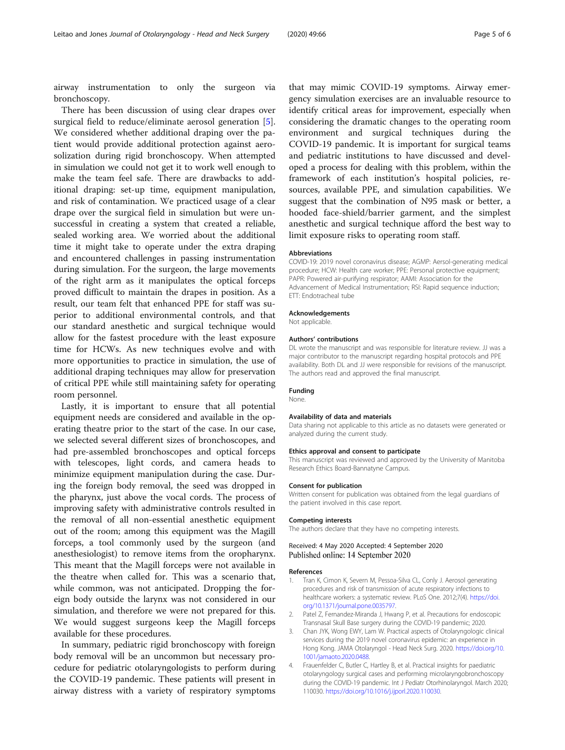airway instrumentation to only the surgeon via bronchoscopy.

There has been discussion of using clear drapes over surgical field to reduce/eliminate aerosol generation [5]. We considered whether additional draping over the patient would provide additional protection against aerosolization during rigid bronchoscopy. When attempted in simulation we could not get it to work well enough to make the team feel safe. There are drawbacks to additional draping: set-up time, equipment manipulation, and risk of contamination. We practiced usage of a clear drape over the surgical field in simulation but were unsuccessful in creating a system that created a reliable, sealed working area. We worried about the additional time it might take to operate under the extra draping and encountered challenges in passing instrumentation during simulation. For the surgeon, the large movements of the right arm as it manipulates the optical forceps proved difficult to maintain the drapes in position. As a result, our team felt that enhanced PPE for staff was superior to additional environmental controls, and that our standard anesthetic and surgical technique would allow for the fastest procedure with the least exposure time for HCWs. As new techniques evolve and with more opportunities to practice in simulation, the use of additional draping techniques may allow for preservation of critical PPE while still maintaining safety for operating room personnel.

Lastly, it is important to ensure that all potential equipment needs are considered and available in the operating theatre prior to the start of the case. In our case, we selected several different sizes of bronchoscopes, and had pre-assembled bronchoscopes and optical forceps with telescopes, light cords, and camera heads to minimize equipment manipulation during the case. During the foreign body removal, the seed was dropped in the pharynx, just above the vocal cords. The process of improving safety with administrative controls resulted in the removal of all non-essential anesthetic equipment out of the room; among this equipment was the Magill forceps, a tool commonly used by the surgeon (and anesthesiologist) to remove items from the oropharynx. This meant that the Magill forceps were not available in the theatre when called for. This was a scenario that, while common, was not anticipated. Dropping the foreign body outside the larynx was not considered in our simulation, and therefore we were not prepared for this. We would suggest surgeons keep the Magill forceps available for these procedures.

In summary, pediatric rigid bronchoscopy with foreign body removal will be an uncommon but necessary procedure for pediatric otolaryngologists to perform during the COVID-19 pandemic. These patients will present in airway distress with a variety of respiratory symptoms that may mimic COVID-19 symptoms. Airway emergency simulation exercises are an invaluable resource to identify critical areas for improvement, especially when considering the dramatic changes to the operating room environment and surgical techniques during the COVID-19 pandemic. It is important for surgical teams and pediatric institutions to have discussed and developed a process for dealing with this problem, within the framework of each institution's hospital policies, resources, available PPE, and simulation capabilities. We suggest that the combination of N95 mask or better, a hooded face-shield/barrier garment, and the simplest anesthetic and surgical technique afford the best way to limit exposure risks to operating room staff.

#### Abbreviations

COVID-19: 2019 novel coronavirus disease; AGMP: Aersol-generating medical procedure; HCW: Health care worker; PPE: Personal protective equipment; PAPR: Powered air-purifying respirator; AAMI: Association for the Advancement of Medical Instrumentation; RSI: Rapid sequence induction; ETT: Endotracheal tube

#### Acknowledgements

Not applicable.

#### Authors' contributions

DL wrote the manuscript and was responsible for literature review. JJ was a major contributor to the manuscript regarding hospital protocols and PPE availability. Both DL and JJ were responsible for revisions of the manuscript. The authors read and approved the final manuscript.

#### Funding

None.

#### Availability of data and materials

Data sharing not applicable to this article as no datasets were generated or analyzed during the current study.

#### Ethics approval and consent to participate

This manuscript was reviewed and approved by the University of Manitoba Research Ethics Board-Bannatyne Campus.

#### Consent for publication

Written consent for publication was obtained from the legal guardians of the patient involved in this case report.

#### Competing interests

The authors declare that they have no competing interests.

Received: 4 May 2020 Accepted: 4 September 2020
Published online: 14 September 2020

#### References

1. Tran K, Cimon K, Severn M, Pessoa-Silva CL, Conly J. Aerosol generating procedures and risk of transmission of acute respiratory infections to healthcare workers: a systematic review. PLoS One. 2012;7(4). https://doi.org/10.1371/journal.pone.0035797.
2. Patel Z, Fernandez-Miranda J, Hwang P, et al. Precautions for endoscopic Transnasal Skull Base surgery during the COVID-19 pandemic; 2020.
3. Chan JYK, Wong EWY, Lam W. Practical aspects of Otolaryngologic clinical services during the 2019 novel coronavirus epidemic: an experience in Hong Kong. JAMA Otolaryngol - Head Neck Surg. 2020. https://doi.org/10.1001/jamaoto.2020.0488.
4. Frauenfelder C, Butler C, Hartley B, et al. Practical insights for paediatric otolaryngology surgical cases and performing microlaryngobronchoscopy during the COVID-19 pandemic. Int J Pediatr Otorhinolaryngol. March 2020; 110030. https://doi.org/10.1016/j.ijporl.2020.110030.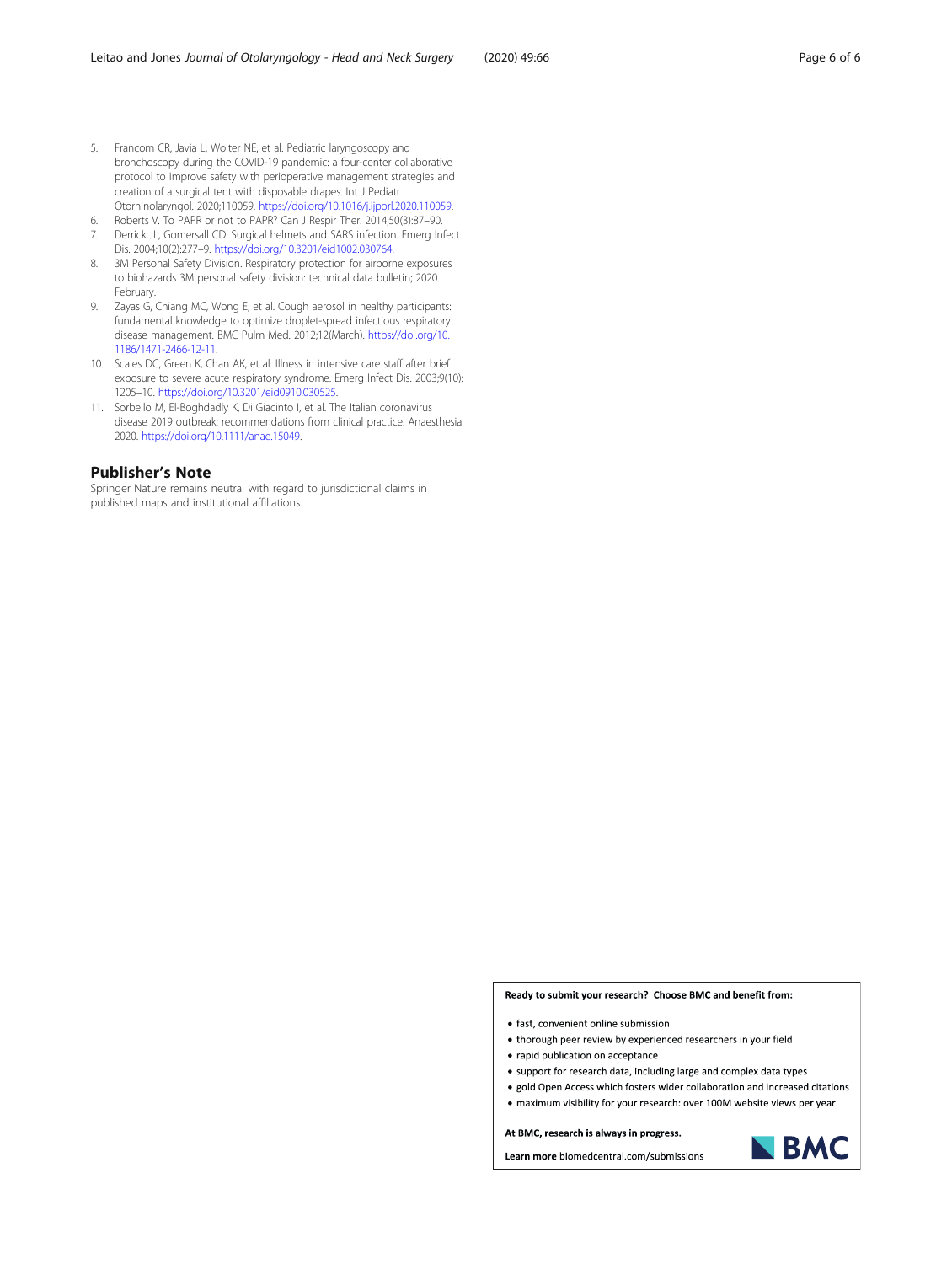5. Francom CR, Javia L, Wolter NE, et al. Pediatric laryngoscopy and bronchoscopy during the COVID-19 pandemic: a four-center collaborative protocol to improve safety with perioperative management strategies and creation of a surgical tent with disposable drapes. Int J Pediatr Otorhinolaryngol. 2020;110059. https://doi.org/10.1016/j.ijporl.2020.110059.
6. Roberts V. To PAPR or not to PAPR? Can J Respir Ther. 2014;50(3):87–90.
7. Derrick JL, Gomersall CD. Surgical helmets and SARS infection. Emerg Infect Dis. 2004;10(2):277–9. https://doi.org/10.3201/eid1002.030764.
8. 3M Personal Safety Division. Respiratory protection for airborne exposures to biohazards 3M personal safety division: technical data bulletin; 2020. February.
9. Zayas G, Chiang MC, Wong E, et al. Cough aerosol in healthy participants: fundamental knowledge to optimize droplet-spread infectious respiratory disease management. BMC Pulm Med. 2012;12(March). https://doi.org/10.1186/1471-2466-12-11.
10. Scales DC, Green K, Chan AK, et al. Illness in intensive care staff after brief exposure to severe acute respiratory syndrome. Emerg Infect Dis. 2003;9(10): 1205–10. https://doi.org/10.3201/eid0910.030525.
11. Sorbello M, El-Boghdadly K, Di Giacinto I, et al. The Italian coronavirus disease 2019 outbreak: recommendations from clinical practice. Anaesthesia. 2020. https://doi.org/10.1111/anae.15049.

## Publisher's Note

Springer Nature remains neutral with regard to jurisdictional claims in published maps and institutional affiliations.

**Ready to submit your research? Choose BMC and benefit from:**

- fast, convenient online submission
- thorough peer review by experienced researchers in your field
- rapid publication on acceptance
- support for research data, including large and complex data types
- gold Open Access which fosters wider collaboration and increased citations
- maximum visibility for your research: over 100M website views per year

**At BMC, research is always in progress.**

**Learn more** biomedcentral.com/submissions

BMC